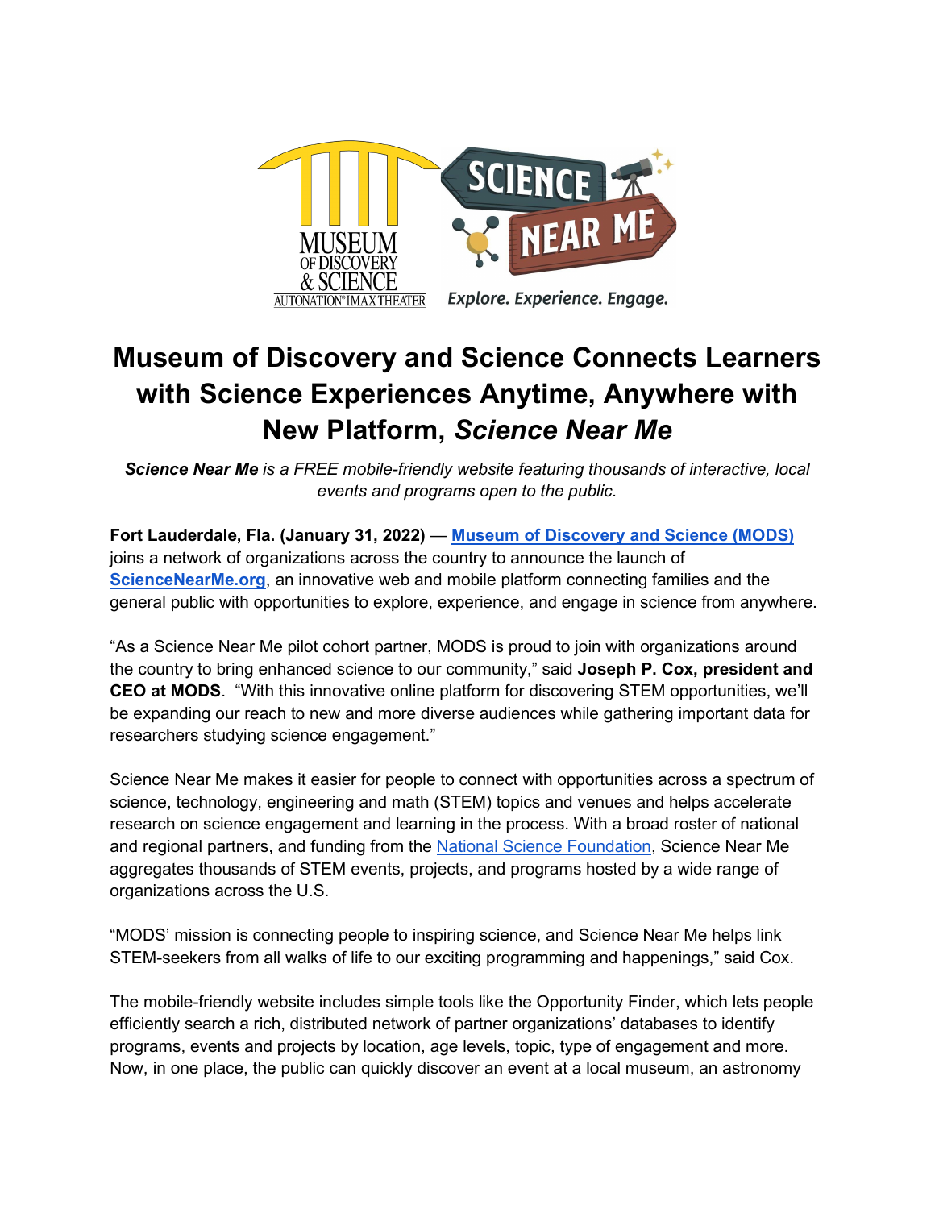# Museum of Discovery and Science Connects Learners with Science Experiences Anytime, Anywhere with New Platform, *Science Near Me*

***Science Near Me** is a FREE mobile-friendly website featuring thousands of interactive, local events and programs open to the public.*

**Fort Lauderdale, Fla. (January 31, 2022)** — **Museum of Discovery and Science (MODS)** joins a network of organizations across the country to announce the launch of **ScienceNearMe.org**, an innovative web and mobile platform connecting families and the general public with opportunities to explore, experience, and engage in science from anywhere.

"As a Science Near Me pilot cohort partner, MODS is proud to join with organizations around the country to bring enhanced science to our community," said **Joseph P. Cox, president and CEO at MODS**. "With this innovative online platform for discovering STEM opportunities, we'll be expanding our reach to new and more diverse audiences while gathering important data for researchers studying science engagement."

Science Near Me makes it easier for people to connect with opportunities across a spectrum of science, technology, engineering and math (STEM) topics and venues and helps accelerate research on science engagement and learning in the process. With a broad roster of national and regional partners, and funding from the National Science Foundation, Science Near Me aggregates thousands of STEM events, projects, and programs hosted by a wide range of organizations across the U.S.

"MODS' mission is connecting people to inspiring science, and Science Near Me helps link STEM-seekers from all walks of life to our exciting programming and happenings," said Cox.

The mobile-friendly website includes simple tools like the Opportunity Finder, which lets people efficiently search a rich, distributed network of partner organizations' databases to identify programs, events and projects by location, age levels, topic, type of engagement and more. Now, in one place, the public can quickly discover an event at a local museum, an astronomy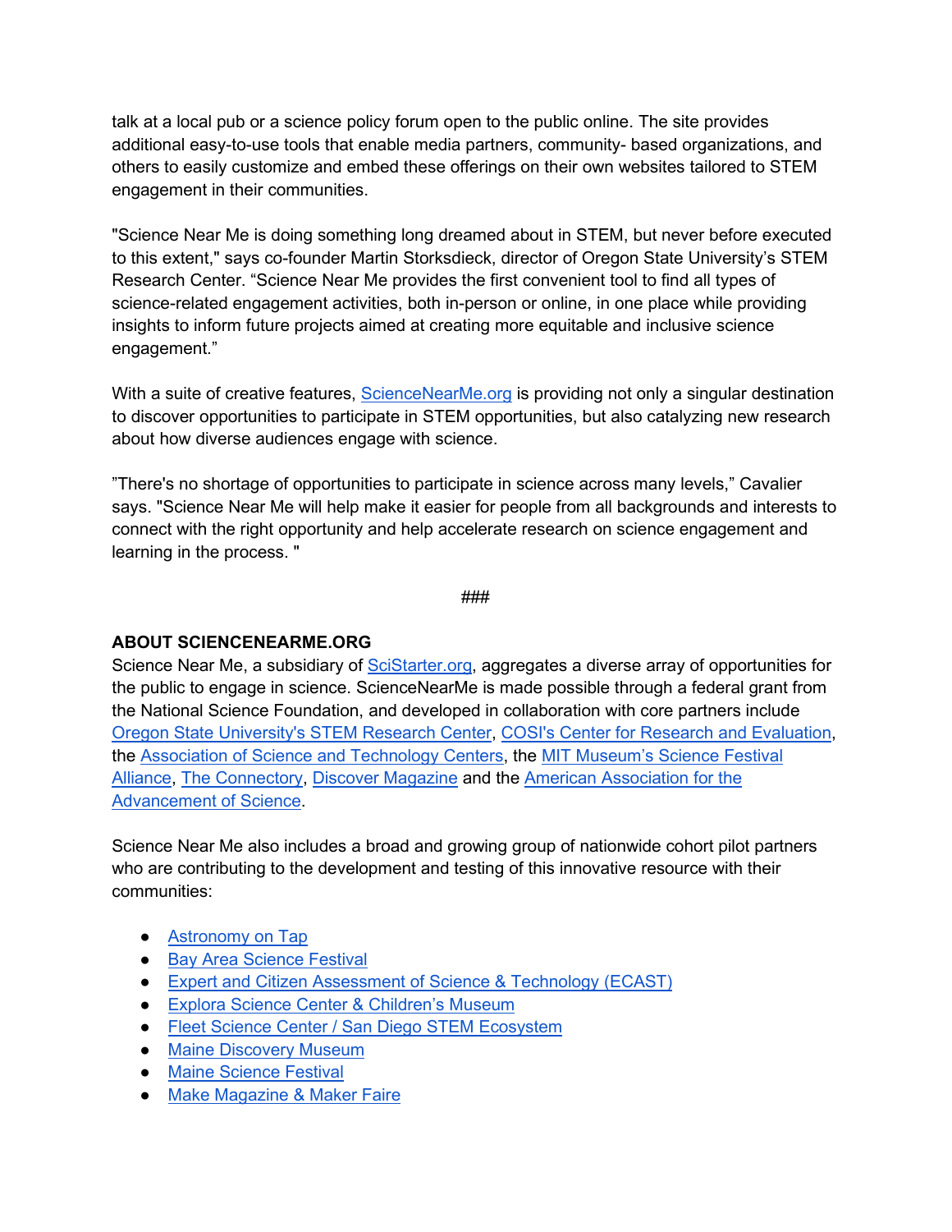talk at a local pub or a science policy forum open to the public online. The site provides additional easy-to-use tools that enable media partners, community- based organizations, and others to easily customize and embed these offerings on their own websites tailored to STEM engagement in their communities.

"Science Near Me is doing something long dreamed about in STEM, but never before executed to this extent," says co-founder Martin Storksdieck, director of Oregon State University's STEM Research Center. "Science Near Me provides the first convenient tool to find all types of science-related engagement activities, both in-person or online, in one place while providing insights to inform future projects aimed at creating more equitable and inclusive science engagement."

With a suite of creative features, ScienceNearMe.org is providing not only a singular destination to discover opportunities to participate in STEM opportunities, but also catalyzing new research about how diverse audiences engage with science.

"There's no shortage of opportunities to participate in science across many levels," Cavalier says. "Science Near Me will help make it easier for people from all backgrounds and interests to connect with the right opportunity and help accelerate research on science engagement and learning in the process. "

###

**ABOUT SCIENCENEARME.ORG**

Science Near Me, a subsidiary of SciStarter.org, aggregates a diverse array of opportunities for the public to engage in science. ScienceNearMe is made possible through a federal grant from the National Science Foundation, and developed in collaboration with core partners include Oregon State University's STEM Research Center, COSI's Center for Research and Evaluation, the Association of Science and Technology Centers, the MIT Museum's Science Festival Alliance, The Connectory, Discover Magazine and the American Association for the Advancement of Science.

Science Near Me also includes a broad and growing group of nationwide cohort pilot partners who are contributing to the development and testing of this innovative resource with their communities:

- Astronomy on Tap
- Bay Area Science Festival
- Expert and Citizen Assessment of Science & Technology (ECAST)
- Explora Science Center & Children's Museum
- Fleet Science Center / San Diego STEM Ecosystem
- Maine Discovery Museum
- Maine Science Festival
- Make Magazine & Maker Faire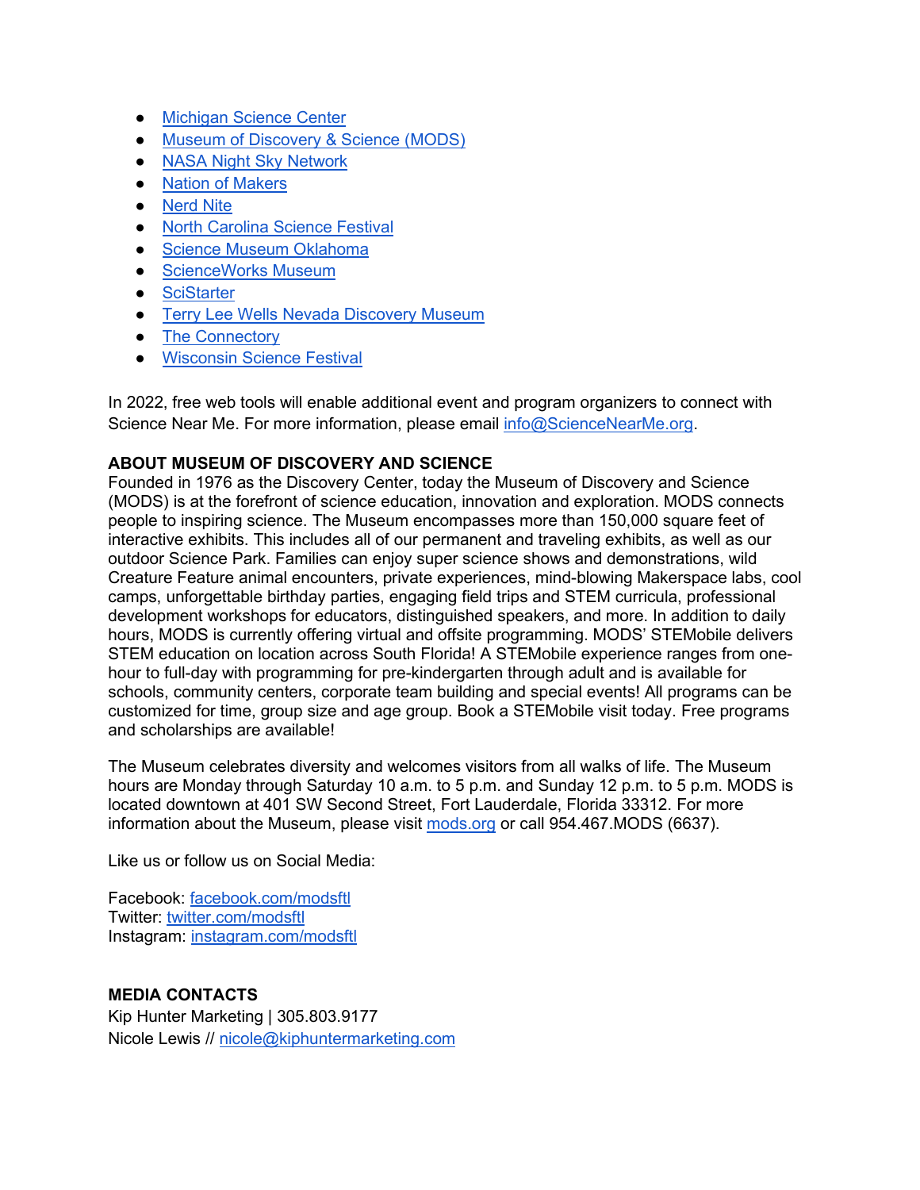- Michigan Science Center
- Museum of Discovery & Science (MODS)
- NASA Night Sky Network
- Nation of Makers
- Nerd Nite
- North Carolina Science Festival
- Science Museum Oklahoma
- ScienceWorks Museum
- SciStarter
- Terry Lee Wells Nevada Discovery Museum
- The Connectory
- Wisconsin Science Festival

In 2022, free web tools will enable additional event and program organizers to connect with Science Near Me. For more information, please email info@ScienceNearMe.org.

**ABOUT MUSEUM OF DISCOVERY AND SCIENCE**
Founded in 1976 as the Discovery Center, today the Museum of Discovery and Science (MODS) is at the forefront of science education, innovation and exploration. MODS connects people to inspiring science. The Museum encompasses more than 150,000 square feet of interactive exhibits. This includes all of our permanent and traveling exhibits, as well as our outdoor Science Park. Families can enjoy super science shows and demonstrations, wild Creature Feature animal encounters, private experiences, mind-blowing Makerspace labs, cool camps, unforgettable birthday parties, engaging field trips and STEM curricula, professional development workshops for educators, distinguished speakers, and more. In addition to daily hours, MODS is currently offering virtual and offsite programming. MODS' STEMobile delivers STEM education on location across South Florida! A STEMobile experience ranges from one-hour to full-day with programming for pre-kindergarten through adult and is available for schools, community centers, corporate team building and special events! All programs can be customized for time, group size and age group. Book a STEMobile visit today. Free programs and scholarships are available!

The Museum celebrates diversity and welcomes visitors from all walks of life. The Museum hours are Monday through Saturday 10 a.m. to 5 p.m. and Sunday 12 p.m. to 5 p.m. MODS is located downtown at 401 SW Second Street, Fort Lauderdale, Florida 33312. For more information about the Museum, please visit mods.org or call 954.467.MODS (6637).

Like us or follow us on Social Media:

Facebook: facebook.com/modsftl
Twitter: twitter.com/modsftl
Instagram: instagram.com/modsftl

**MEDIA CONTACTS**
Kip Hunter Marketing | 305.803.9177
Nicole Lewis // nicole@kiphuntermarketing.com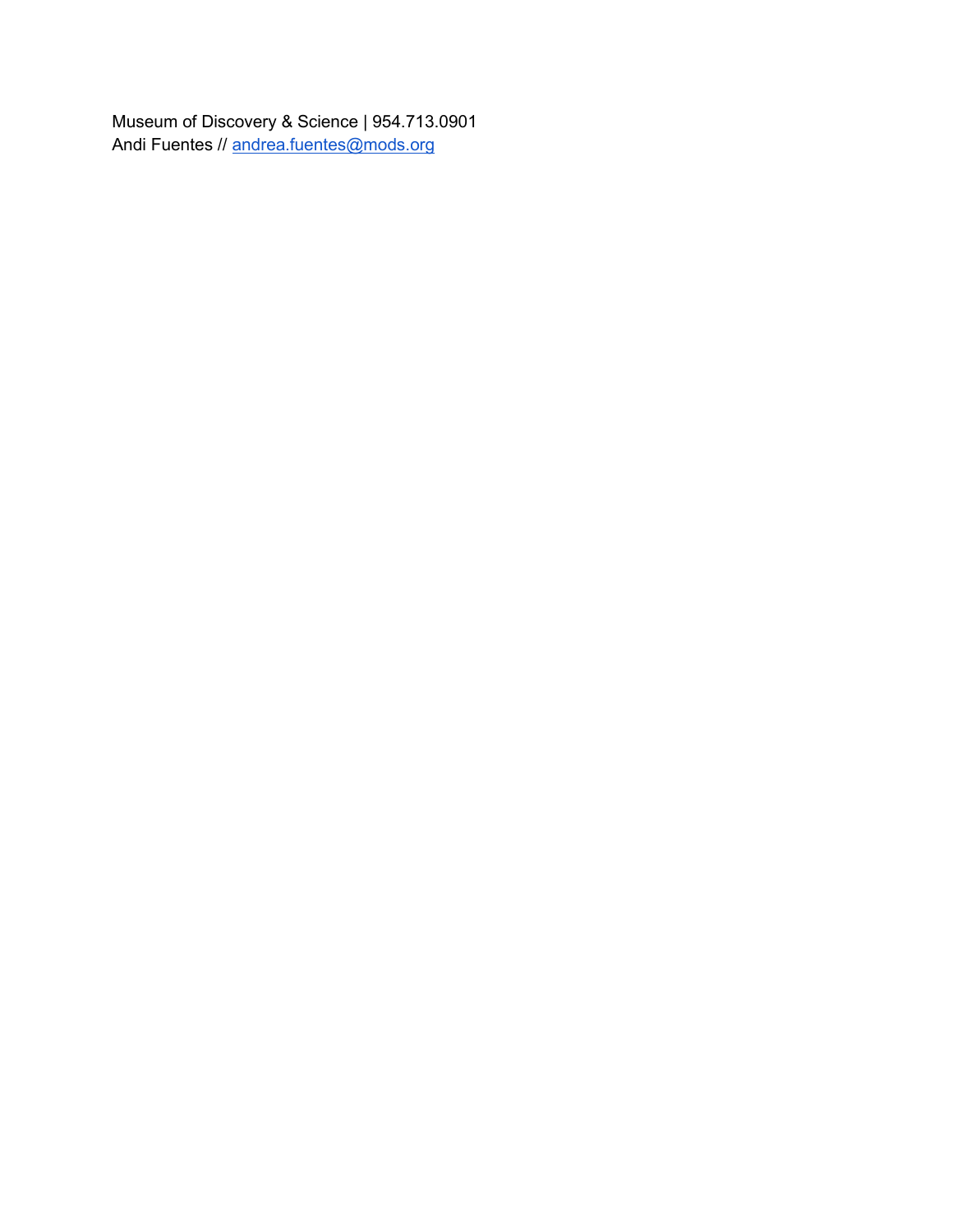Museum of Discovery & Science | 954.713.0901
Andi Fuentes // [andrea.fuentes@mods.org](mailto:andrea.fuentes@mods.org)